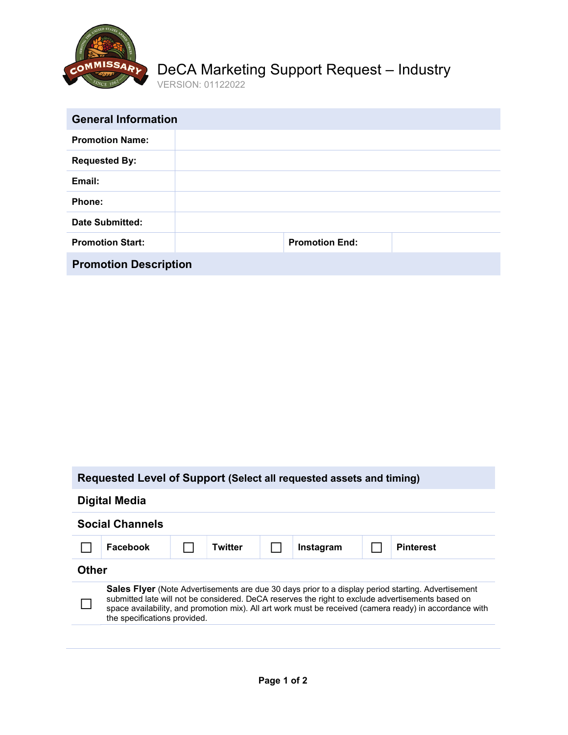# DeCA Marketing Support Request – Industry

VERSION: 01122022

## General Information

| | | | |
|---|---|---|---|
| **Promotion Name:** | | | |
| **Requested By:** | | | |
| **Email:** | | | |
| **Phone:** | | | |
| **Date Submitted:** | | | |
| **Promotion Start:** | | **Promotion End:** | |

## Promotion Description

## Requested Level of Support (Select all requested assets and timing)

### Digital Media

### Social Channels

| | | | | | | | |
|---|---|---|---|---|---|---|---|
| ☐ | **Facebook** | ☐ | **Twitter** | ☐ | **Instagram** | ☐ | **Pinterest** |

### Other

| | |
|---|---|
| ☐ | **Sales Flyer** (Note Advertisements are due 30 days prior to a display period starting. Advertisement submitted late will not be considered. DeCA reserves the right to exclude advertisements based on space availability, and promotion mix). All art work must be received (camera ready) in accordance with the specifications provided. |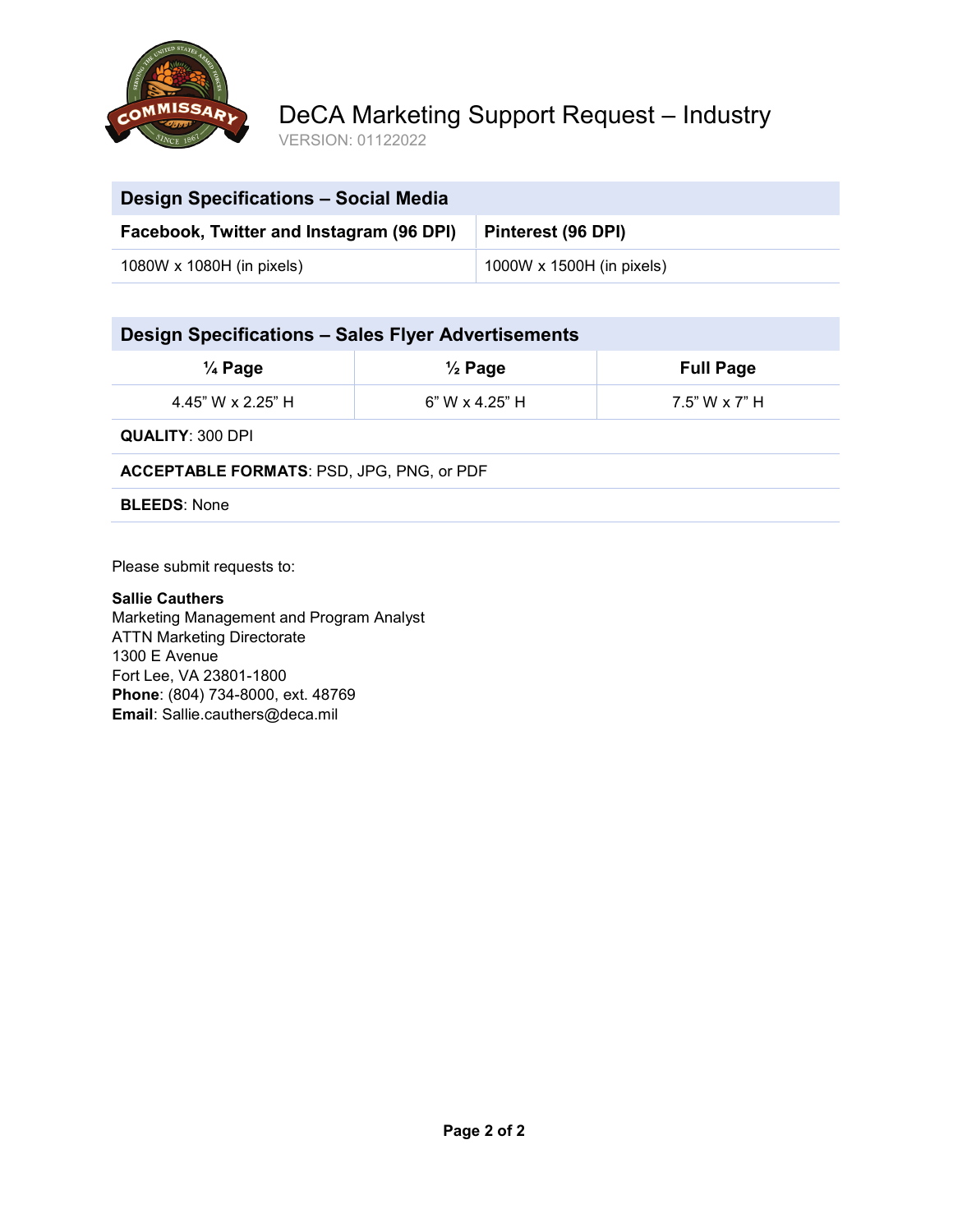# DeCA Marketing Support Request – Industry

VERSION: 01122022

| Design Specifications – Social Media | |
|---|---|
| **Facebook, Twitter and Instagram (96 DPI)** | **Pinterest (96 DPI)** |
| 1080W x 1080H (in pixels) | 1000W x 1500H (in pixels) |

| Design Specifications – Sales Flyer Advertisements | | |
|---|---|---|
| **¼ Page** | **½ Page** | **Full Page** |
| 4.45” W x 2.25” H | 6” W x 4.25” H | 7.5” W x 7” H |
| **QUALITY**: 300 DPI | | |
| **ACCEPTABLE FORMATS**: PSD, JPG, PNG, or PDF | | |
| **BLEEDS**: None | | |

Please submit requests to:

**Sallie Cauthers**
Marketing Management and Program Analyst
ATTN Marketing Directorate
1300 E Avenue
Fort Lee, VA 23801-1800
**Phone**: (804) 734-8000, ext. 48769
**Email**: Sallie.cauthers@deca.mil